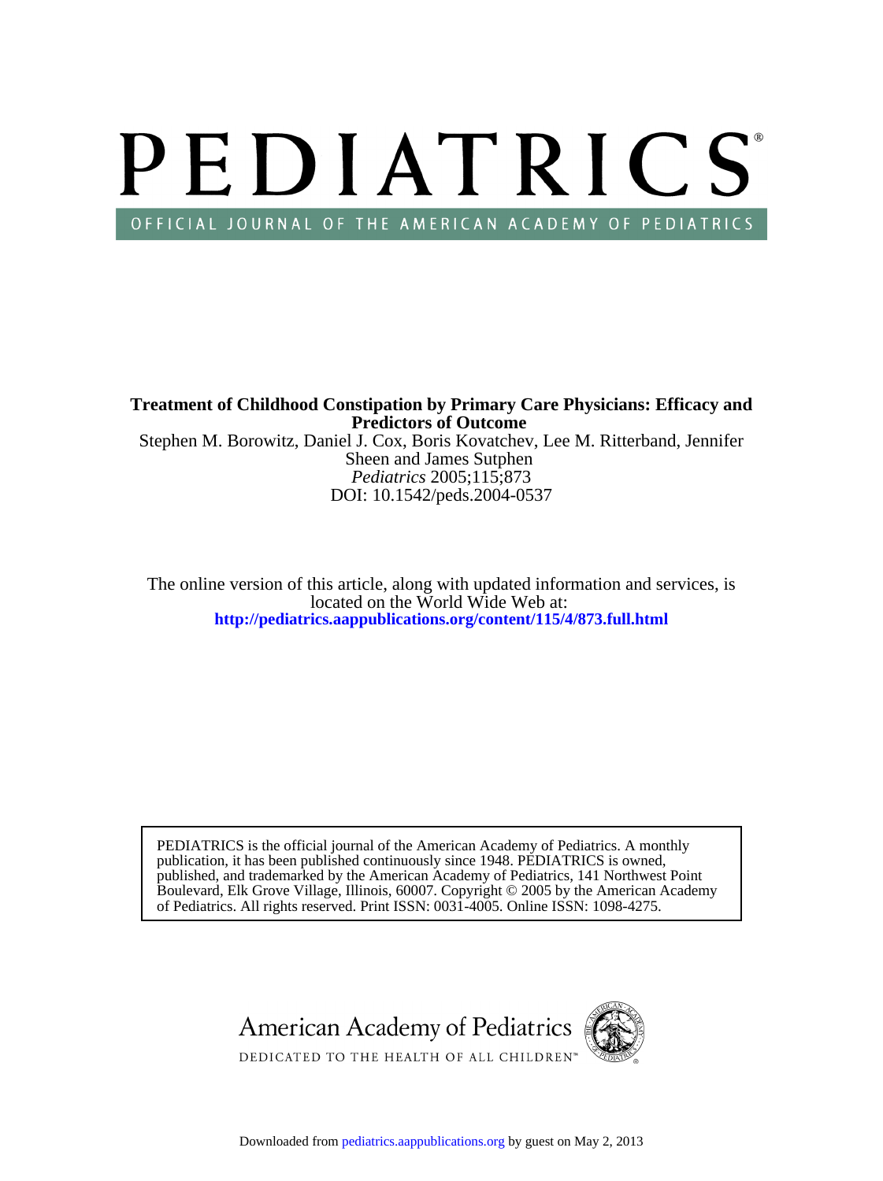# PEDIATRICS

OFFICIAL JOURNAL OF THE AMERICAN ACADEMY OF PEDIATRICS

**Treatment of Childhood Constipation by Primary Care Physicians: Efficacy and Predictors of Outcome**

Stephen M. Borowitz, Daniel J. Cox, Boris Kovatchev, Lee M. Ritterband, Jennifer Sheen and James Sutphen

*Pediatrics* 2005;115;873

DOI: 10.1542/peds.2004-0537

The online version of this article, along with updated information and services, is located on the World Wide Web at:

**http://pediatrics.aappublications.org/content/115/4/873.full.html**

PEDIATRICS is the official journal of the American Academy of Pediatrics. A monthly publication, it has been published continuously since 1948. PEDIATRICS is owned, published, and trademarked by the American Academy of Pediatrics, 141 Northwest Point Boulevard, Elk Grove Village, Illinois, 60007. Copyright © 2005 by the American Academy of Pediatrics. All rights reserved. Print ISSN: 0031-4005. Online ISSN: 1098-4275.

American Academy of Pediatrics

DEDICATED TO THE HEALTH OF ALL CHILDREN™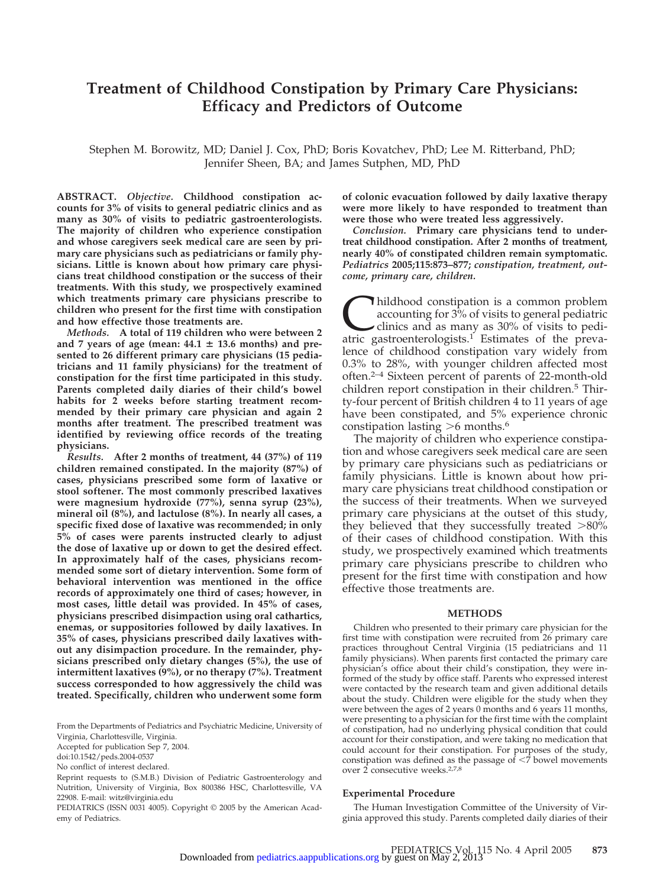# Treatment of Childhood Constipation by Primary Care Physicians: Efficacy and Predictors of Outcome

Stephen M. Borowitz, MD; Daniel J. Cox, PhD; Boris Kovatchev, PhD; Lee M. Ritterband, PhD; Jennifer Sheen, BA; and James Sutphen, MD, PhD

**ABSTRACT.** ***Objective.*** **Childhood constipation accounts for 3% of visits to general pediatric clinics and as many as 30% of visits to pediatric gastroenterologists. The majority of children who experience constipation and whose caregivers seek medical care are seen by primary care physicians such as pediatricians or family physicians. Little is known about how primary care physicians treat childhood constipation or the success of their treatments. With this study, we prospectively examined which treatments primary care physicians prescribe to children who present for the first time with constipation and how effective those treatments are.**

***Methods.*** **A total of 119 children who were between 2 and 7 years of age (mean: 44.1 ± 13.6 months) and presented to 26 different primary care physicians (15 pediatricians and 11 family physicians) for the treatment of constipation for the first time participated in this study. Parents completed daily diaries of their child's bowel habits for 2 weeks before starting treatment recommended by their primary care physician and again 2 months after treatment. The prescribed treatment was identified by reviewing office records of the treating physicians.**

***Results.*** **After 2 months of treatment, 44 (37%) of 119 children remained constipated. In the majority (87%) of cases, physicians prescribed some form of laxative or stool softener. The most commonly prescribed laxatives were magnesium hydroxide (77%), senna syrup (23%), mineral oil (8%), and lactulose (8%). In nearly all cases, a specific fixed dose of laxative was recommended; in only 5% of cases were parents instructed clearly to adjust the dose of laxative up or down to get the desired effect. In approximately half of the cases, physicians recommended some sort of dietary intervention. Some form of behavioral intervention was mentioned in the office records of approximately one third of cases; however, in most cases, little detail was provided. In 45% of cases, physicians prescribed disimpaction using oral cathartics, enemas, or suppositories followed by daily laxatives. In 35% of cases, physicians prescribed daily laxatives without any disimpaction procedure. In the remainder, physicians prescribed only dietary changes (5%), the use of intermittent laxatives (9%), or no therapy (7%). Treatment success corresponded to how aggressively the child was treated. Specifically, children who underwent some form of colonic evacuation followed by daily laxative therapy were more likely to have responded to treatment than were those who were treated less aggressively.**

***Conclusion.*** **Primary care physicians tend to undertreat childhood constipation. After 2 months of treatment, nearly 40% of constipated children remain symptomatic.** ***Pediatrics* 2005;115:873–877;** ***constipation, treatment, outcome, primary care, children.***

Childhood constipation is a common problem accounting for 3% of visits to general pediatric clinics and as many as 30% of visits to pediatric gastroenterologists.[1] Estimates of the prevalence of childhood constipation vary widely from 0.3% to 28%, with younger children affected most often.[2–4] Sixteen percent of parents of 22-month-old children report constipation in their children.[5] Thirty-four percent of British children 4 to 11 years of age have been constipated, and 5% experience chronic constipation lasting >6 months.[6]

The majority of children who experience constipation and whose caregivers seek medical care are seen by primary care physicians such as pediatricians or family physicians. Little is known about how primary care physicians treat childhood constipation or the success of their treatments. When we surveyed primary care physicians at the outset of this study, they believed that they successfully treated >80% of their cases of childhood constipation. With this study, we prospectively examined which treatments primary care physicians prescribe to children who present for the first time with constipation and how effective those treatments are.

## METHODS

Children who presented to their primary care physician for the first time with constipation were recruited from 26 primary care practices throughout Central Virginia (15 pediatricians and 11 family physicians). When parents first contacted the primary care physician's office about their child's constipation, they were informed of the study by office staff. Parents who expressed interest were contacted by the research team and given additional details about the study. Children were eligible for the study when they were between the ages of 2 years 0 months and 6 years 11 months, were presenting to a physician for the first time with the complaint of constipation, had no underlying physical condition that could account for their constipation, and were taking no medication that could account for their constipation. For purposes of the study, constipation was defined as the passage of <7 bowel movements over 2 consecutive weeks.[2,7,8]

### Experimental Procedure

The Human Investigation Committee of the University of Virginia approved this study. Parents completed daily diaries of their

From the Departments of Pediatrics and Psychiatric Medicine, University of Virginia, Charlottesville, Virginia.

Accepted for publication Sep 7, 2004.

doi:10.1542/peds.2004-0537

No conflict of interest declared.

Reprint requests to (S.M.B.) Division of Pediatric Gastroenterology and Nutrition, University of Virginia, Box 800386 HSC, Charlottesville, VA 22908. E-mail: witz@virginia.edu

PEDIATRICS (ISSN 0031 4005). Copyright © 2005 by the American Academy of Pediatrics.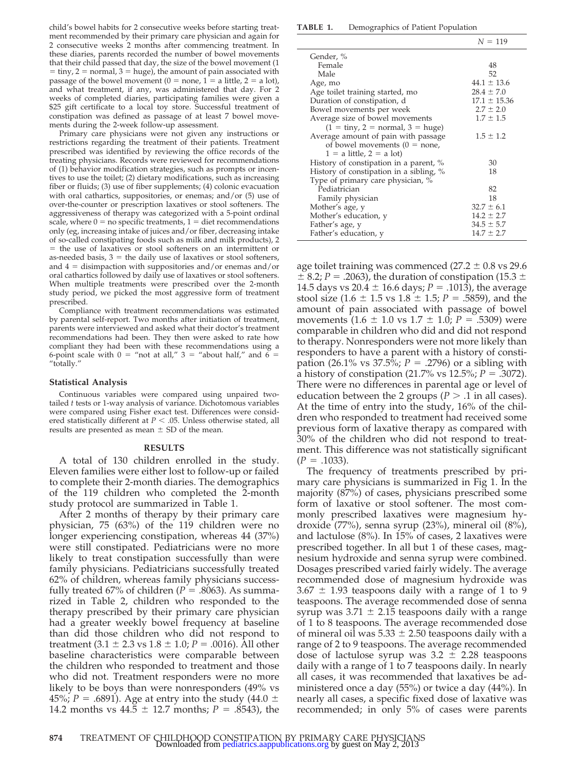child's bowel habits for 2 consecutive weeks before starting treatment recommended by their primary care physician and again for 2 consecutive weeks 2 months after commencing treatment. In these diaries, parents recorded the number of bowel movements that their child passed that day, the size of the bowel movement (1 = tiny, 2 = normal, 3 = huge), the amount of pain associated with passage of the bowel movement (0 = none, 1 = a little, 2 = a lot), and what treatment, if any, was administered that day. For 2 weeks of completed diaries, participating families were given a $25 gift certificate to a local toy store. Successful treatment of constipation was defined as passage of at least 7 bowel movements during the 2-week follow-up assessment.

Primary care physicians were not given any instructions or restrictions regarding the treatment of their patients. Treatment prescribed was identified by reviewing the office records of the treating physicians. Records were reviewed for recommendations of (1) behavior modification strategies, such as prompts or incentives to use the toilet; (2) dietary modifications, such as increasing fiber or fluids; (3) use of fiber supplements; (4) colonic evacuation with oral cathartics, suppositories, or enemas; and/or (5) use of over-the-counter or prescription laxatives or stool softeners. The aggressiveness of therapy was categorized with a 5-point ordinal scale, where 0 = no specific treatments, 1 = diet recommendations only (eg, increasing intake of juices and/or fiber, decreasing intake of so-called constipating foods such as milk and milk products), 2 = the use of laxatives or stool softeners on an intermittent or as-needed basis, 3 = the daily use of laxatives or stool softeners, and 4 = disimpaction with suppositories and/or enemas and/or oral cathartics followed by daily use of laxatives or stool softeners. When multiple treatments were prescribed over the 2-month study period, we picked the most aggressive form of treatment prescribed.

Compliance with treatment recommendations was estimated by parental self-report. Two months after initiation of treatment, parents were interviewed and asked what their doctor's treatment recommendations had been. They then were asked to rate how compliant they had been with these recommendations using a 6-point scale with 0 = "not at all," 3 = "about half," and 6 = "totally."

### Statistical Analysis

Continuous variables were compared using unpaired two-tailed *t* tests or 1-way analysis of variance. Dichotomous variables were compared using Fisher exact test. Differences were considered statistically different at $P < .05$. Unless otherwise stated, all results are presented as mean ± SD of the mean.

## RESULTS

A total of 130 children enrolled in the study. Eleven families were either lost to follow-up or failed to complete their 2-month diaries. The demographics of the 119 children who completed the 2-month study protocol are summarized in Table 1.

**TABLE 1.** Demographics of Patient Population

| | N = 119 |
|---|---|
| Gender, % | |
| Female | 48 |
| Male | 52 |
| Age, mo | 44.1 ± 13.6 |
| Age toilet training started, mo | 28.4 ± 7.0 |
| Duration of constipation, d | 17.1 ± 15.36 |
| Bowel movements per week | 2.7 ± 2.0 |
| Average size of bowel movements (1 = tiny, 2 = normal, 3 = huge) | 1.7 ± 1.5 |
| Average amount of pain with passage of bowel movements (0 = none, 1 = a little, 2 = a lot) | 1.5 ± 1.2 |
| History of constipation in a parent, % | 30 |
| History of constipation in a sibling, % | 18 |
| Type of primary care physician, % | |
| Pediatrician | 82 |
| Family physician | 18 |
| Mother's age, y | 32.7 ± 6.1 |
| Mother's education, y | 14.2 ± 2.7 |
| Father's age, y | 34.5 ± 5.7 |
| Father's education, y | 14.7 ± 2.7 |

After 2 months of therapy by their primary care physician, 75 (63%) of the 119 children were no longer experiencing constipation, whereas 44 (37%) were still constipated. Pediatricians were no more likely to treat constipation successfully than were family physicians. Pediatricians successfully treated 62% of children, whereas family physicians successfully treated 67% of children ($P = .8063$). As summarized in Table 2, children who responded to the therapy prescribed by their primary care physician had a greater weekly bowel frequency at baseline than did those children who did not respond to treatment (3.1 ± 2.3 vs 1.8 ± 1.0; $P = .0016$). All other baseline characteristics were comparable between the children who responded to treatment and those who did not. Treatment responders were no more likely to be boys than were nonresponders (49% vs 45%; $P = .6891$). Age at entry into the study (44.0 ± 14.2 months vs 44.5 ± 12.7 months; $P = .8543$), the age toilet training was commenced (27.2 ± 0.8 vs 29.6 ± 8.2; $P = .2063$), the duration of constipation (15.3 ± 14.5 days vs 20.4 ± 16.6 days; $P = .1013$), the average stool size (1.6 ± 1.5 vs 1.8 ± 1.5; $P = .5859$), and the amount of pain associated with passage of bowel movements (1.6 ± 1.0 vs 1.7 ± 1.0; $P = .5309$) were comparable in children who did and did not respond to therapy. Nonresponders were not more likely than responders to have a parent with a history of constipation (26.1% vs 37.5%; $P = .2796$) or a sibling with a history of constipation (21.7% vs 12.5%; $P = .3072$). There were no differences in parental age or level of education between the 2 groups ($P > .1$ in all cases). At the time of entry into the study, 16% of the children who responded to treatment had received some previous form of laxative therapy as compared with 30% of the children who did not respond to treatment. This difference was not statistically significant ($P = .1033$).

The frequency of treatments prescribed by primary care physicians is summarized in Fig 1. In the majority (87%) of cases, physicians prescribed some form of laxative or stool softener. The most commonly prescribed laxatives were magnesium hydroxide (77%), senna syrup (23%), mineral oil (8%), and lactulose (8%). In 15% of cases, 2 laxatives were prescribed together. In all but 1 of these cases, magnesium hydroxide and senna syrup were combined. Dosages prescribed varied fairly widely. The average recommended dose of magnesium hydroxide was 3.67 ± 1.93 teaspoons daily with a range of 1 to 9 teaspoons. The average recommended dose of senna syrup was 3.71 ± 2.15 teaspoons daily with a range of 1 to 8 teaspoons. The average recommended dose of mineral oil was 5.33 ± 2.50 teaspoons daily with a range of 2 to 9 teaspoons. The average recommended dose of lactulose syrup was 3.2 ± 2.28 teaspoons daily with a range of 1 to 7 teaspoons daily. In nearly all cases, it was recommended that laxatives be administered once a day (55%) or twice a day (44%). In nearly all cases, a specific fixed dose of laxative was recommended; in only 5% of cases were parents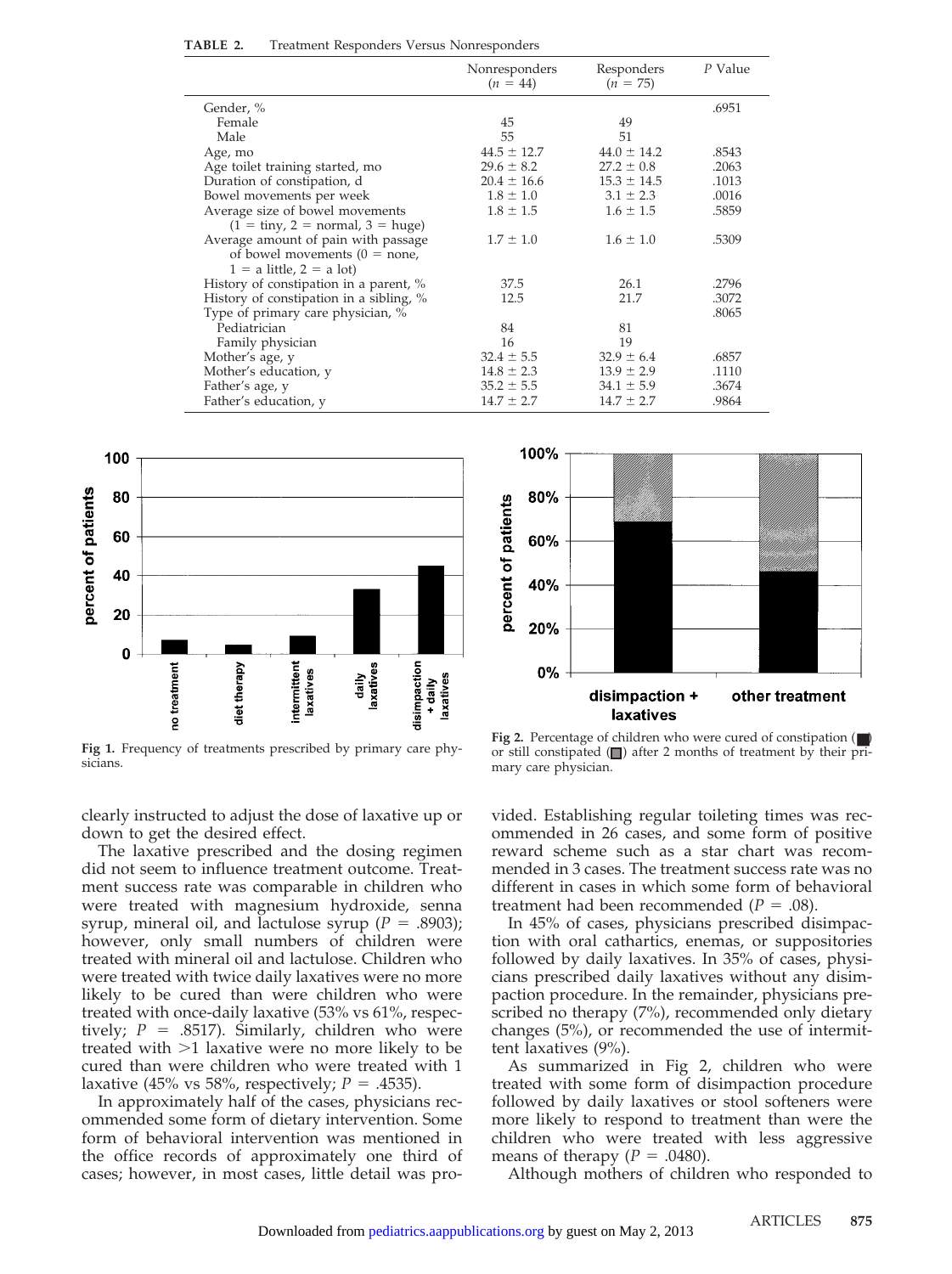**TABLE 2.** Treatment Responders Versus Nonresponders

| | Nonresponders ($n$ = 44) | Responders ($n$ = 75) | $P$ Value |
|---|---|---|---|
| Gender, % | | | .6951 |
| Female | 45 | 49 | |
| Male | 55 | 51 | |
| Age, mo | 44.5 ± 12.7 | 44.0 ± 14.2 | .8543 |
| Age toilet training started, mo | 29.6 ± 8.2 | 27.2 ± 0.8 | .2063 |
| Duration of constipation, d | 20.4 ± 16.6 | 15.3 ± 14.5 | .1013 |
| Bowel movements per week | 1.8 ± 1.0 | 3.1 ± 2.3 | .0016 |
| Average size of bowel movements (1 = tiny, 2 = normal, 3 = huge) | 1.8 ± 1.5 | 1.6 ± 1.5 | .5859 |
| Average amount of pain with passage of bowel movements (0 = none, 1 = a little, 2 = a lot) | 1.7 ± 1.0 | 1.6 ± 1.0 | .5309 |
| History of constipation in a parent, % | 37.5 | 26.1 | .2796 |
| History of constipation in a sibling, % | 12.5 | 21.7 | .3072 |
| Type of primary care physician, % | | | .8065 |
| Pediatrician | 84 | 81 | |
| Family physician | 16 | 19 | |
| Mother's age, y | 32.4 ± 5.5 | 32.9 ± 6.4 | .6857 |
| Mother's education, y | 14.8 ± 2.3 | 13.9 ± 2.9 | .1110 |
| Father's age, y | 35.2 ± 5.5 | 34.1 ± 5.9 | .3674 |
| Father's education, y | 14.7 ± 2.7 | 14.7 ± 2.7 | .9864 |

**Fig 1.** Frequency of treatments prescribed by primary care physicians.

**Fig 2.** Percentage of children who were cured of constipation (■) or still constipated (▨) after 2 months of treatment by their primary care physician.

clearly instructed to adjust the dose of laxative up or down to get the desired effect.

The laxative prescribed and the dosing regimen did not seem to influence treatment outcome. Treatment success rate was comparable in children who were treated with magnesium hydroxide, senna syrup, mineral oil, and lactulose syrup ($P$ = .8903); however, only small numbers of children were treated with mineral oil and lactulose. Children who were treated with twice daily laxatives were no more likely to be cured than were children who were treated with once-daily laxative (53% vs 61%, respectively; $P$ = .8517). Similarly, children who were treated with >1 laxative were no more likely to be cured than were children who were treated with 1 laxative (45% vs 58%, respectively; $P$ = .4535).

In approximately half of the cases, physicians recommended some form of dietary intervention. Some form of behavioral intervention was mentioned in the office records of approximately one third of cases; however, in most cases, little detail was provided. Establishing regular toileting times was recommended in 26 cases, and some form of positive reward scheme such as a star chart was recommended in 3 cases. The treatment success rate was no different in cases in which some form of behavioral treatment had been recommended ($P$ = .08).

In 45% of cases, physicians prescribed disimpaction with oral cathartics, enemas, or suppositories followed by daily laxatives. In 35% of cases, physicians prescribed daily laxatives without any disimpaction procedure. In the remainder, physicians prescribed no therapy (7%), recommended only dietary changes (5%), or recommended the use of intermittent laxatives (9%).

As summarized in Fig 2, children who were treated with some form of disimpaction procedure followed by daily laxatives or stool softeners were more likely to respond to treatment than were the children who were treated with less aggressive means of therapy ($P$ = .0480).

Although mothers of children who responded to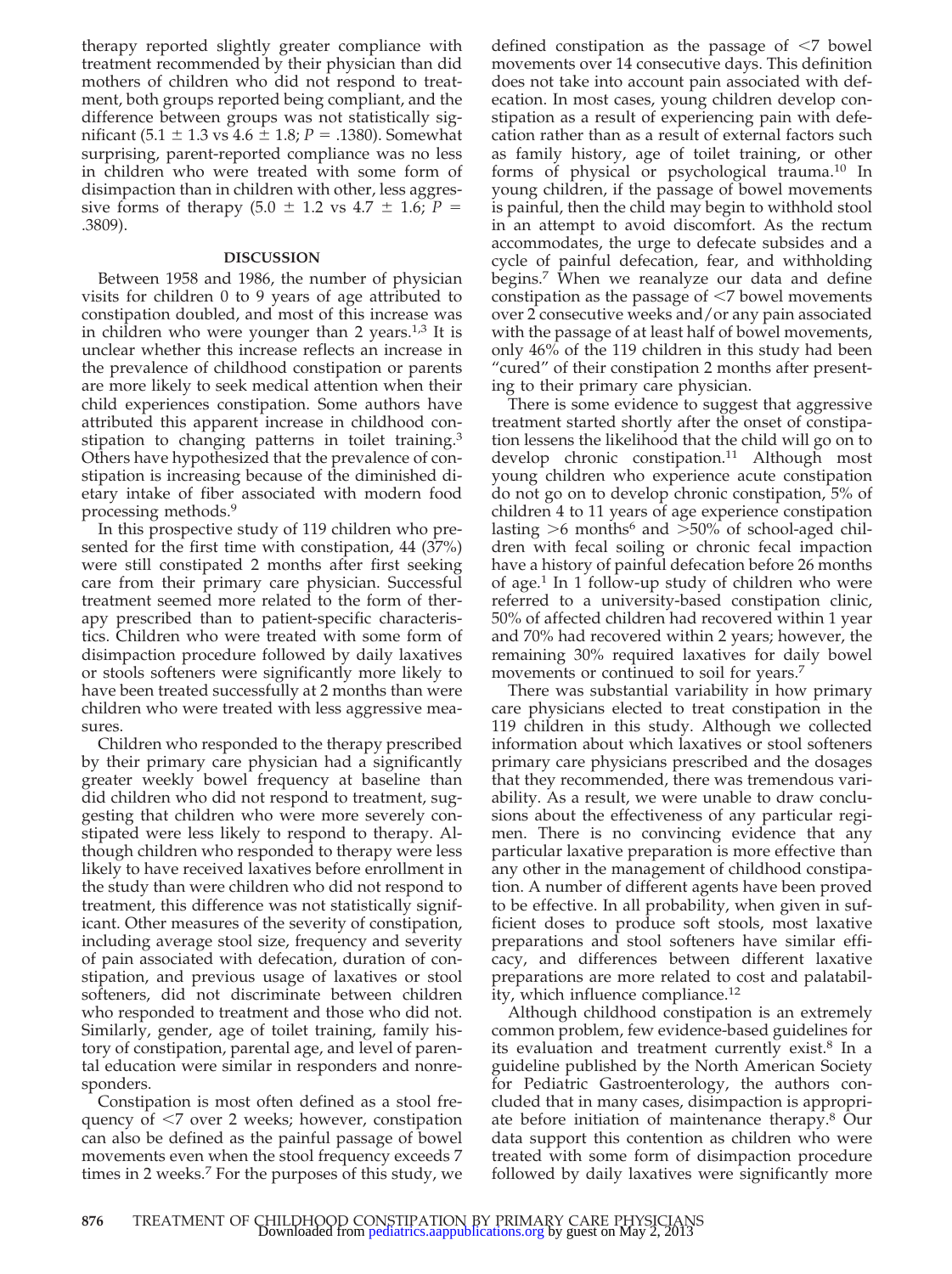therapy reported slightly greater compliance with treatment recommended by their physician than did mothers of children who did not respond to treatment, both groups reported being compliant, and the difference between groups was not statistically significant (5.1 ± 1.3 vs 4.6 ± 1.8; $P$ = .1380). Somewhat surprising, parent-reported compliance was no less in children who were treated with some form of disimpaction than in children with other, less aggressive forms of therapy (5.0 ± 1.2 vs 4.7 ± 1.6; $P$ = .3809).

## DISCUSSION

Between 1958 and 1986, the number of physician visits for children 0 to 9 years of age attributed to constipation doubled, and most of this increase was in children who were younger than 2 years.[1,3] It is unclear whether this increase reflects an increase in the prevalence of childhood constipation or parents are more likely to seek medical attention when their child experiences constipation. Some authors have attributed this apparent increase in childhood constipation to changing patterns in toilet training.[3] Others have hypothesized that the prevalence of constipation is increasing because of the diminished dietary intake of fiber associated with modern food processing methods.[9]

In this prospective study of 119 children who presented for the first time with constipation, 44 (37%) were still constipated 2 months after first seeking care from their primary care physician. Successful treatment seemed more related to the form of therapy prescribed than to patient-specific characteristics. Children who were treated with some form of disimpaction procedure followed by daily laxatives or stools softeners were significantly more likely to have been treated successfully at 2 months than were children who were treated with less aggressive measures.

Children who responded to the therapy prescribed by their primary care physician had a significantly greater weekly bowel frequency at baseline than did children who did not respond to treatment, suggesting that children who were more severely constipated were less likely to respond to therapy. Although children who responded to therapy were less likely to have received laxatives before enrollment in the study than were children who did not respond to treatment, this difference was not statistically significant. Other measures of the severity of constipation, including average stool size, frequency and severity of pain associated with defecation, duration of constipation, and previous usage of laxatives or stool softeners, did not discriminate between children who responded to treatment and those who did not. Similarly, gender, age of toilet training, family history of constipation, parental age, and level of parental education were similar in responders and nonresponders.

Constipation is most often defined as a stool frequency of <7 over 2 weeks; however, constipation can also be defined as the painful passage of bowel movements even when the stool frequency exceeds 7 times in 2 weeks.[7] For the purposes of this study, we defined constipation as the passage of <7 bowel movements over 14 consecutive days. This definition does not take into account pain associated with defecation. In most cases, young children develop constipation as a result of experiencing pain with defecation rather than as a result of external factors such as family history, age of toilet training, or other forms of physical or psychological trauma.[10] In young children, if the passage of bowel movements is painful, then the child may begin to withhold stool in an attempt to avoid discomfort. As the rectum accommodates, the urge to defecate subsides and a cycle of painful defecation, fear, and withholding begins.[7] When we reanalyze our data and define constipation as the passage of <7 bowel movements over 2 consecutive weeks and/or any pain associated with the passage of at least half of bowel movements, only 46% of the 119 children in this study had been "cured" of their constipation 2 months after presenting to their primary care physician.

There is some evidence to suggest that aggressive treatment started shortly after the onset of constipation lessens the likelihood that the child will go on to develop chronic constipation.[11] Although most young children who experience acute constipation do not go on to develop chronic constipation, 5% of children 4 to 11 years of age experience constipation lasting >6 months[6] and >50% of school-aged children with fecal soiling or chronic fecal impaction have a history of painful defecation before 26 months of age.[1] In 1 follow-up study of children who were referred to a university-based constipation clinic, 50% of affected children had recovered within 1 year and 70% had recovered within 2 years; however, the remaining 30% required laxatives for daily bowel movements or continued to soil for years.[7]

There was substantial variability in how primary care physicians elected to treat constipation in the 119 children in this study. Although we collected information about which laxatives or stool softeners primary care physicians prescribed and the dosages that they recommended, there was tremendous variability. As a result, we were unable to draw conclusions about the effectiveness of any particular regimen. There is no convincing evidence that any particular laxative preparation is more effective than any other in the management of childhood constipation. A number of different agents have been proved to be effective. In all probability, when given in sufficient doses to produce soft stools, most laxative preparations and stool softeners have similar efficacy, and differences between different laxative preparations are more related to cost and palatability, which influence compliance.[12]

Although childhood constipation is an extremely common problem, few evidence-based guidelines for its evaluation and treatment currently exist.[8] In a guideline published by the North American Society for Pediatric Gastroenterology, the authors concluded that in many cases, disimpaction is appropriate before initiation of maintenance therapy.[8] Our data support this contention as children who were treated with some form of disimpaction procedure followed by daily laxatives were significantly more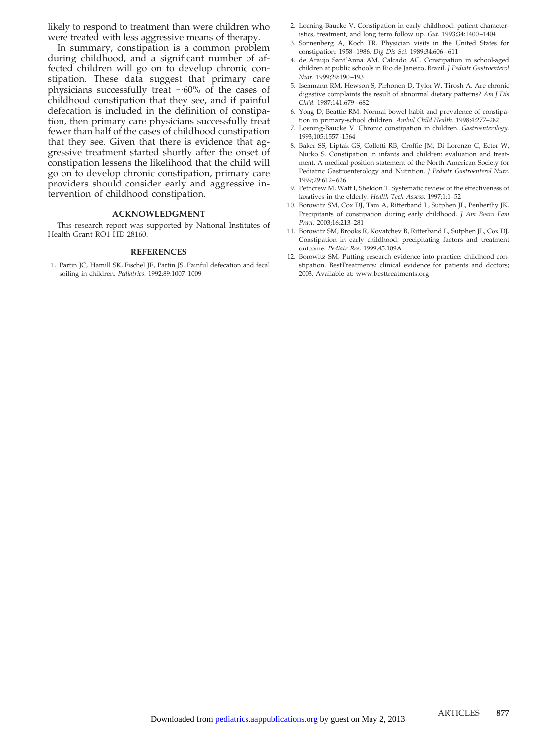likely to respond to treatment than were children who were treated with less aggressive means of therapy.

In summary, constipation is a common problem during childhood, and a significant number of affected children will go on to develop chronic constipation. These data suggest that primary care physicians successfully treat ~60% of the cases of childhood constipation that they see, and if painful defecation is included in the definition of constipation, then primary care physicians successfully treat fewer than half of the cases of childhood constipation that they see. Given that there is evidence that aggressive treatment started shortly after the onset of constipation lessens the likelihood that the child will go on to develop chronic constipation, primary care providers should consider early and aggressive intervention of childhood constipation.

## ACKNOWLEDGMENT

This research report was supported by National Institutes of Health Grant RO1 HD 28160.

## REFERENCES

1. Partin JC, Hamill SK, Fischel JE, Partin JS. Painful defecation and fecal soiling in children. *Pediatrics.* 1992;89:1007–1009
2. Loening-Baucke V. Constipation in early childhood: patient characteristics, treatment, and long term follow up. *Gut.* 1993;34:1400–1404
3. Sonnenberg A, Koch TR. Physician visits in the United States for constipation: 1958–1986. *Dig Dis Sci.* 1989;34:606–611
4. de Araujo Sant'Anna AM, Calcado AC. Constipation in school-aged children at public schools in Rio de Janeiro, Brazil. *J Pediatr Gastroenterol Nutr.* 1999;29:190–193
5. Isenmann RM, Hewson S, Pirhonen D, Tylor W, Tirosh A. Are chronic digestive complaints the result of abnormal dietary patterns? *Am J Dis Child.* 1987;141:679–682
6. Yong D, Beattie RM. Normal bowel habit and prevalence of constipation in primary-school children. *Ambul Child Health.* 1998;4:277–282
7. Loening-Baucke V. Chronic constipation in children. *Gastroenterology.* 1993;105:1557–1564
8. Baker SS, Liptak GS, Colletti RB, Croffie JM, Di Lorenzo C, Ector W, Nurko S. Constipation in infants and children: evaluation and treatment. A medical position statement of the North American Society for Pediatric Gastroenterology and Nutrition. *J Pediatr Gastroenterol Nutr.* 1999;29:612–626
9. Petticrew M, Watt I, Sheldon T. Systematic review of the effectiveness of laxatives in the elderly. *Health Tech Assess.* 1997;1:1–52
10. Borowitz SM, Cox DJ, Tam A, Ritterband L, Sutphen JL, Penberthy JK. Precipitants of constipation during early childhood. *J Am Board Fam Pract.* 2003;16:213–281
11. Borowitz SM, Brooks R, Kovatchev B, Ritterband L, Sutphen JL, Cox DJ. Constipation in early childhood: precipitating factors and treatment outcome. *Pediatr Res.* 1999;45:109A
12. Borowitz SM. Putting research evidence into practice: childhood constipation. BestTreatments: clinical evidence for patients and doctors; 2003. Available at: www.besttreatments.org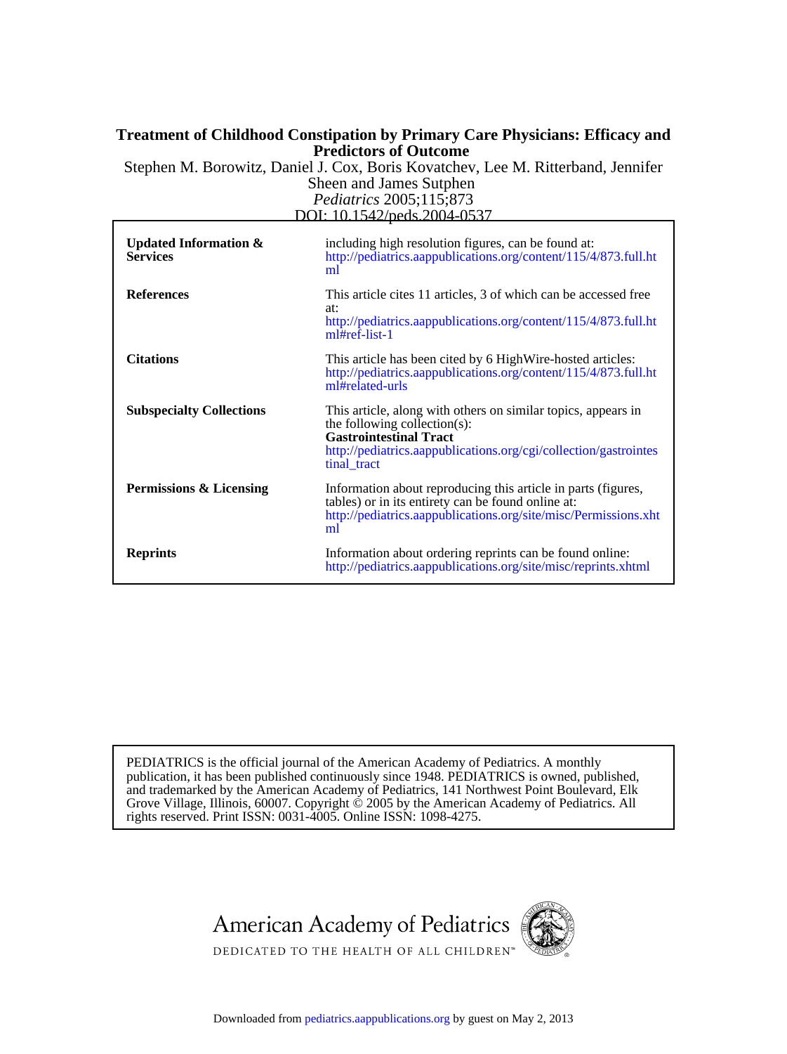**Treatment of Childhood Constipation by Primary Care Physicians: Efficacy and Predictors of Outcome**

Stephen M. Borowitz, Daniel J. Cox, Boris Kovatchev, Lee M. Ritterband, Jennifer Sheen and James Sutphen

*Pediatrics* 2005;115;873

DOI: 10.1542/peds.2004-0537

| | |
|---|---|
| **Updated Information & Services** | including high resolution figures, can be found at: http://pediatrics.aappublications.org/content/115/4/873.full.html |
| **References** | This article cites 11 articles, 3 of which can be accessed free at: http://pediatrics.aappublications.org/content/115/4/873.full.html#ref-list-1 |
| **Citations** | This article has been cited by 6 HighWire-hosted articles: http://pediatrics.aappublications.org/content/115/4/873.full.html#related-urls |
| **Subspecialty Collections** | This article, along with others on similar topics, appears in the following collection(s): **Gastrointestinal Tract** http://pediatrics.aappublications.org/cgi/collection/gastrointestinal_tract |
| **Permissions & Licensing** | Information about reproducing this article in parts (figures, tables) or in its entirety can be found online at: http://pediatrics.aappublications.org/site/misc/Permissions.xhtml |
| **Reprints** | Information about ordering reprints can be found online: http://pediatrics.aappublications.org/site/misc/reprints.xhtml |

PEDIATRICS is the official journal of the American Academy of Pediatrics. A monthly publication, it has been published continuously since 1948. PEDIATRICS is owned, published, and trademarked by the American Academy of Pediatrics, 141 Northwest Point Boulevard, Elk Grove Village, Illinois, 60007. Copyright © 2005 by the American Academy of Pediatrics. All rights reserved. Print ISSN: 0031-4005. Online ISSN: 1098-4275.

American Academy of Pediatrics

DEDICATED TO THE HEALTH OF ALL CHILDREN™